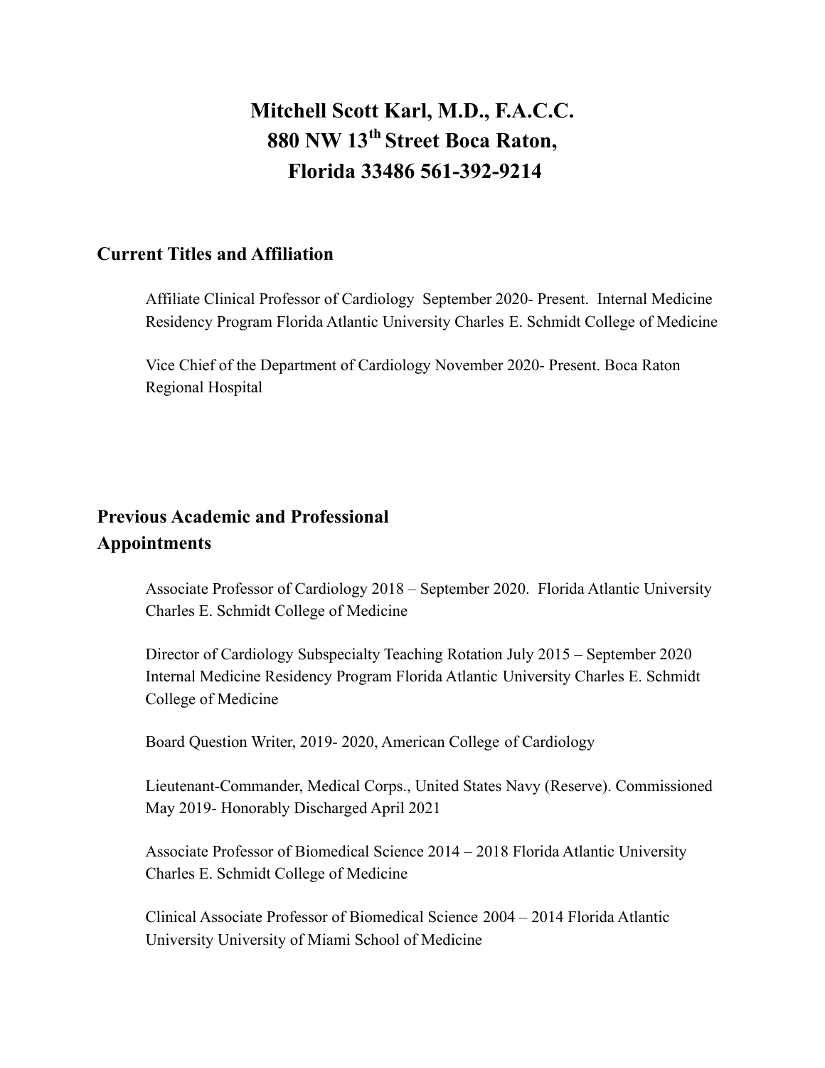# Mitchell Scott Karl, M.D., F.A.C.C.
# 880 NW 13th Street Boca Raton, Florida 33486 561-392-9214

## Current Titles and Affiliation

Affiliate Clinical Professor of Cardiology September 2020- Present. Internal Medicine Residency Program Florida Atlantic University Charles E. Schmidt College of Medicine

Vice Chief of the Department of Cardiology November 2020- Present. Boca Raton Regional Hospital

## Previous Academic and Professional Appointments

Associate Professor of Cardiology 2018 – September 2020. Florida Atlantic University Charles E. Schmidt College of Medicine

Director of Cardiology Subspecialty Teaching Rotation July 2015 – September 2020 Internal Medicine Residency Program Florida Atlantic University Charles E. Schmidt College of Medicine

Board Question Writer, 2019- 2020, American College of Cardiology

Lieutenant-Commander, Medical Corps., United States Navy (Reserve). Commissioned May 2019- Honorably Discharged April 2021

Associate Professor of Biomedical Science 2014 – 2018 Florida Atlantic University Charles E. Schmidt College of Medicine

Clinical Associate Professor of Biomedical Science 2004 – 2014 Florida Atlantic University University of Miami School of Medicine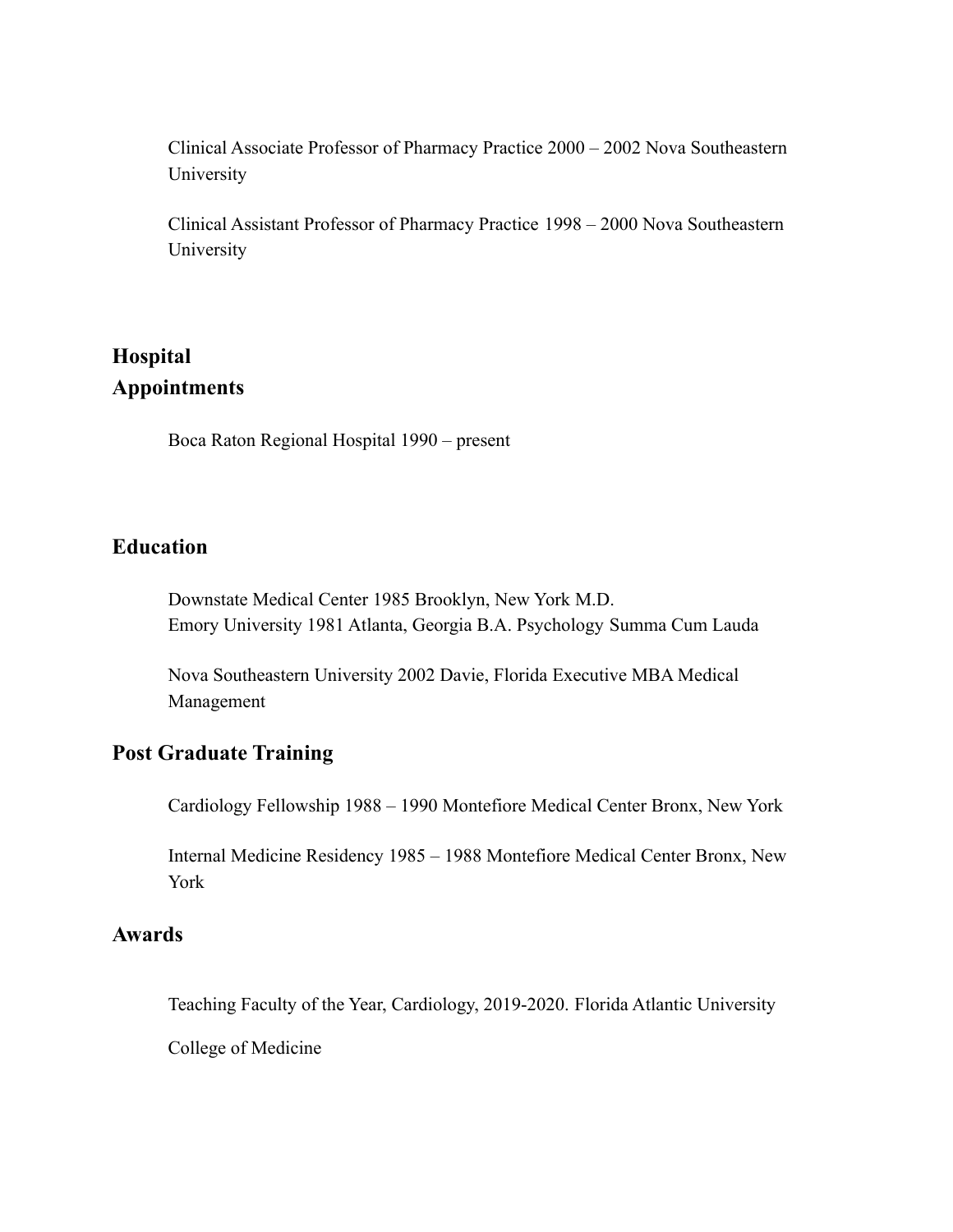Clinical Associate Professor of Pharmacy Practice 2000 – 2002 Nova Southeastern University

Clinical Assistant Professor of Pharmacy Practice 1998 – 2000 Nova Southeastern University

## Hospital Appointments

Boca Raton Regional Hospital 1990 – present

## Education

Downstate Medical Center 1985 Brooklyn, New York M.D.
Emory University 1981 Atlanta, Georgia B.A. Psychology Summa Cum Lauda

Nova Southeastern University 2002 Davie, Florida Executive MBA Medical Management

## Post Graduate Training

Cardiology Fellowship 1988 – 1990 Montefiore Medical Center Bronx, New York

Internal Medicine Residency 1985 – 1988 Montefiore Medical Center Bronx, New York

## Awards

Teaching Faculty of the Year, Cardiology, 2019-2020. Florida Atlantic University

College of Medicine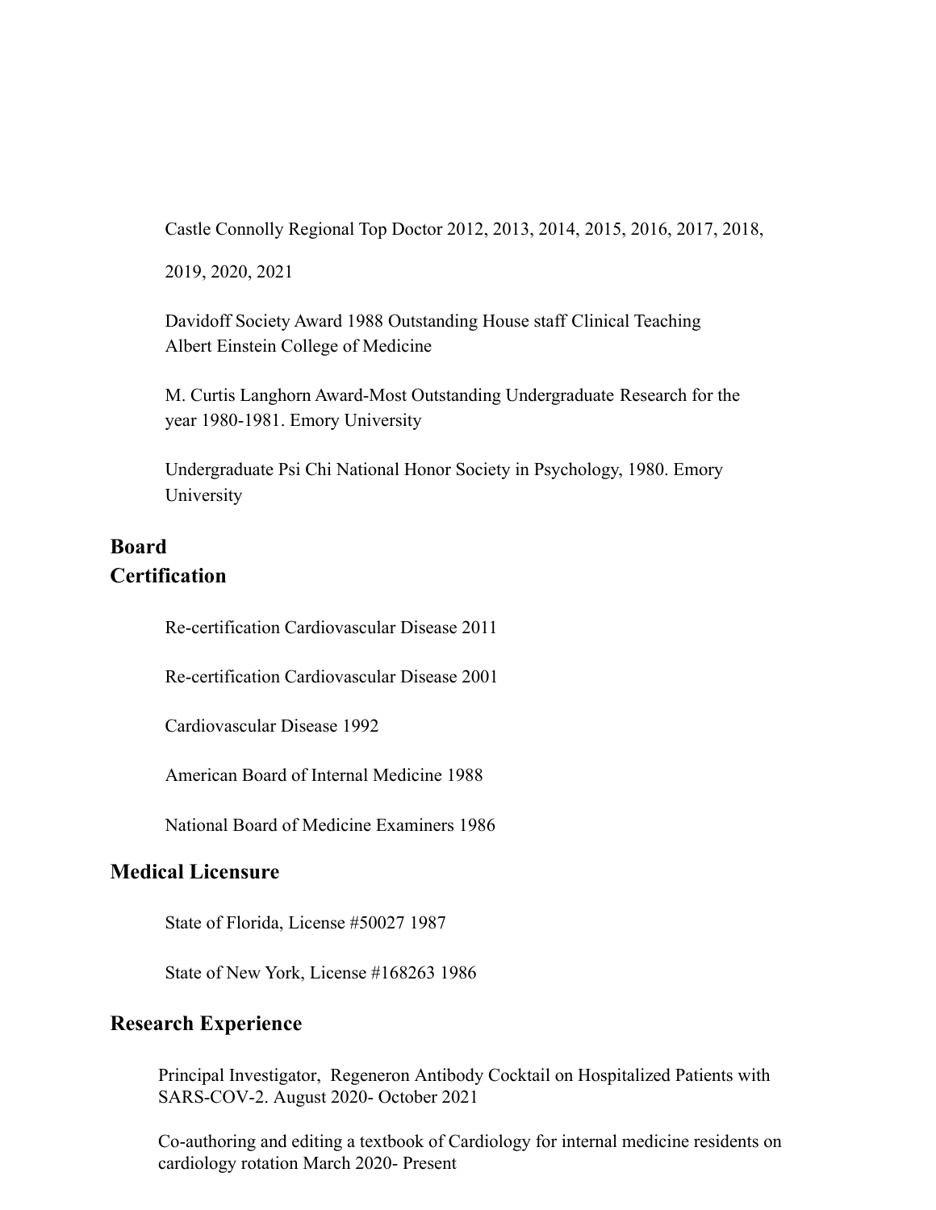Castle Connolly Regional Top Doctor 2012, 2013, 2014, 2015, 2016, 2017, 2018, 2019, 2020, 2021

Davidoff Society Award 1988 Outstanding House staff Clinical Teaching
Albert Einstein College of Medicine

M. Curtis Langhorn Award-Most Outstanding Undergraduate Research for the year 1980-1981. Emory University

Undergraduate Psi Chi National Honor Society in Psychology, 1980. Emory University

## Board Certification

Re-certification Cardiovascular Disease 2011

Re-certification Cardiovascular Disease 2001

Cardiovascular Disease 1992

American Board of Internal Medicine 1988

National Board of Medicine Examiners 1986

## Medical Licensure

State of Florida, License #50027 1987

State of New York, License #168263 1986

## Research Experience

Principal Investigator, Regeneron Antibody Cocktail on Hospitalized Patients with SARS-COV-2. August 2020- October 2021

Co-authoring and editing a textbook of Cardiology for internal medicine residents on cardiology rotation March 2020- Present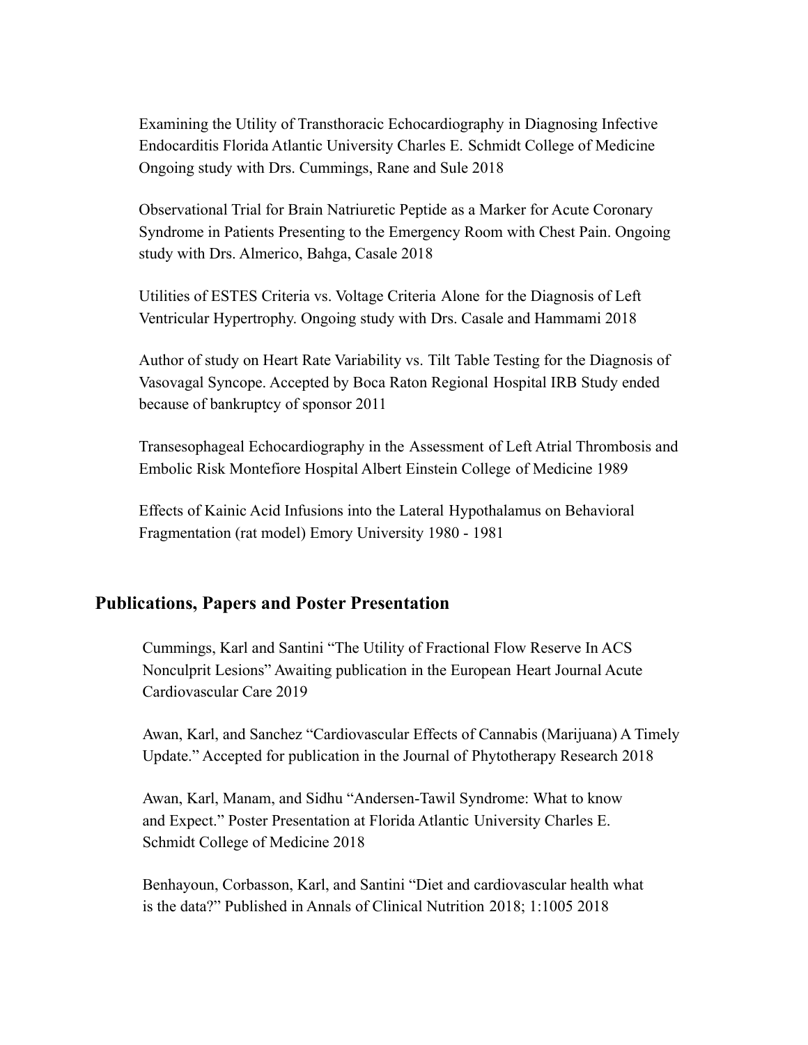Examining the Utility of Transthoracic Echocardiography in Diagnosing Infective Endocarditis Florida Atlantic University Charles E. Schmidt College of Medicine Ongoing study with Drs. Cummings, Rane and Sule 2018

Observational Trial for Brain Natriuretic Peptide as a Marker for Acute Coronary Syndrome in Patients Presenting to the Emergency Room with Chest Pain. Ongoing study with Drs. Almerico, Bahga, Casale 2018

Utilities of ESTES Criteria vs. Voltage Criteria Alone for the Diagnosis of Left Ventricular Hypertrophy. Ongoing study with Drs. Casale and Hammami 2018

Author of study on Heart Rate Variability vs. Tilt Table Testing for the Diagnosis of Vasovagal Syncope. Accepted by Boca Raton Regional Hospital IRB Study ended because of bankruptcy of sponsor 2011

Transesophageal Echocardiography in the Assessment of Left Atrial Thrombosis and Embolic Risk Montefiore Hospital Albert Einstein College of Medicine 1989

Effects of Kainic Acid Infusions into the Lateral Hypothalamus on Behavioral Fragmentation (rat model) Emory University 1980 - 1981

## Publications, Papers and Poster Presentation

Cummings, Karl and Santini "The Utility of Fractional Flow Reserve In ACS Nonculprit Lesions" Awaiting publication in the European Heart Journal Acute Cardiovascular Care 2019

Awan, Karl, and Sanchez "Cardiovascular Effects of Cannabis (Marijuana) A Timely Update." Accepted for publication in the Journal of Phytotherapy Research 2018

Awan, Karl, Manam, and Sidhu "Andersen-Tawil Syndrome: What to know and Expect." Poster Presentation at Florida Atlantic University Charles E. Schmidt College of Medicine 2018

Benhayoun, Corbasson, Karl, and Santini "Diet and cardiovascular health what is the data?" Published in Annals of Clinical Nutrition 2018; 1:1005 2018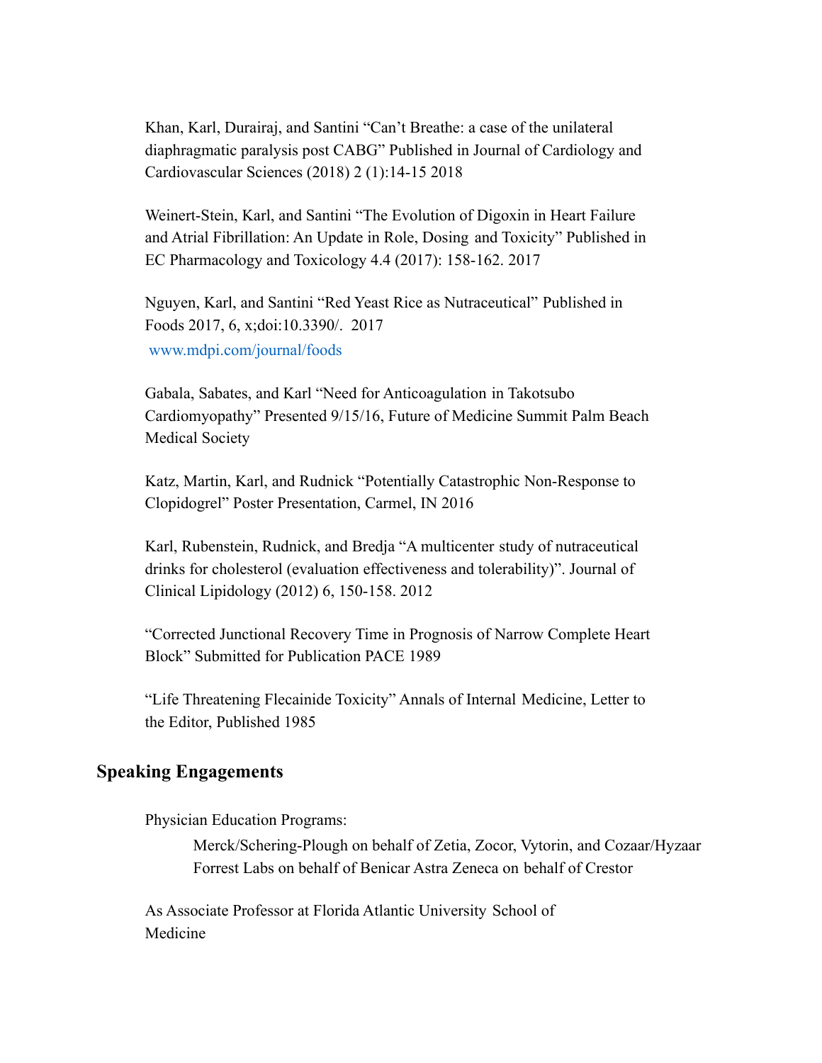Khan, Karl, Durairaj, and Santini "Can't Breathe: a case of the unilateral diaphragmatic paralysis post CABG" Published in Journal of Cardiology and Cardiovascular Sciences (2018) 2 (1):14-15 2018

Weinert-Stein, Karl, and Santini "The Evolution of Digoxin in Heart Failure and Atrial Fibrillation: An Update in Role, Dosing and Toxicity" Published in EC Pharmacology and Toxicology 4.4 (2017): 158-162. 2017

Nguyen, Karl, and Santini "Red Yeast Rice as Nutraceutical" Published in Foods 2017, 6, x;doi:10.3390/. 2017
www.mdpi.com/journal/foods

Gabala, Sabates, and Karl "Need for Anticoagulation in Takotsubo Cardiomyopathy" Presented 9/15/16, Future of Medicine Summit Palm Beach Medical Society

Katz, Martin, Karl, and Rudnick "Potentially Catastrophic Non-Response to Clopidogrel" Poster Presentation, Carmel, IN 2016

Karl, Rubenstein, Rudnick, and Bredja "A multicenter study of nutraceutical drinks for cholesterol (evaluation effectiveness and tolerability)". Journal of Clinical Lipidology (2012) 6, 150-158. 2012

"Corrected Junctional Recovery Time in Prognosis of Narrow Complete Heart Block" Submitted for Publication PACE 1989

"Life Threatening Flecainide Toxicity" Annals of Internal Medicine, Letter to the Editor, Published 1985

## Speaking Engagements

Physician Education Programs:

Merck/Schering-Plough on behalf of Zetia, Zocor, Vytorin, and Cozaar/Hyzaar
Forrest Labs on behalf of Benicar Astra Zeneca on behalf of Crestor

As Associate Professor at Florida Atlantic University School of Medicine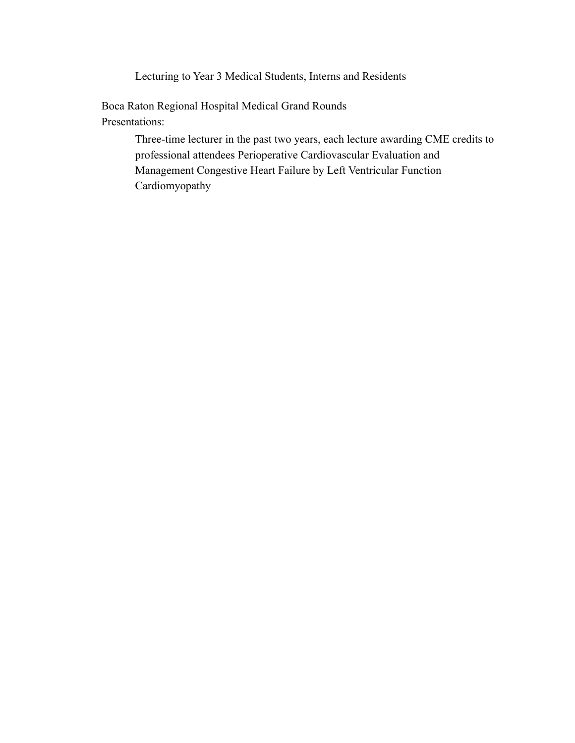Lecturing to Year 3 Medical Students, Interns and Residents

Boca Raton Regional Hospital Medical Grand Rounds
Presentations:

Three-time lecturer in the past two years, each lecture awarding CME credits to professional attendees Perioperative Cardiovascular Evaluation and Management Congestive Heart Failure by Left Ventricular Function Cardiomyopathy